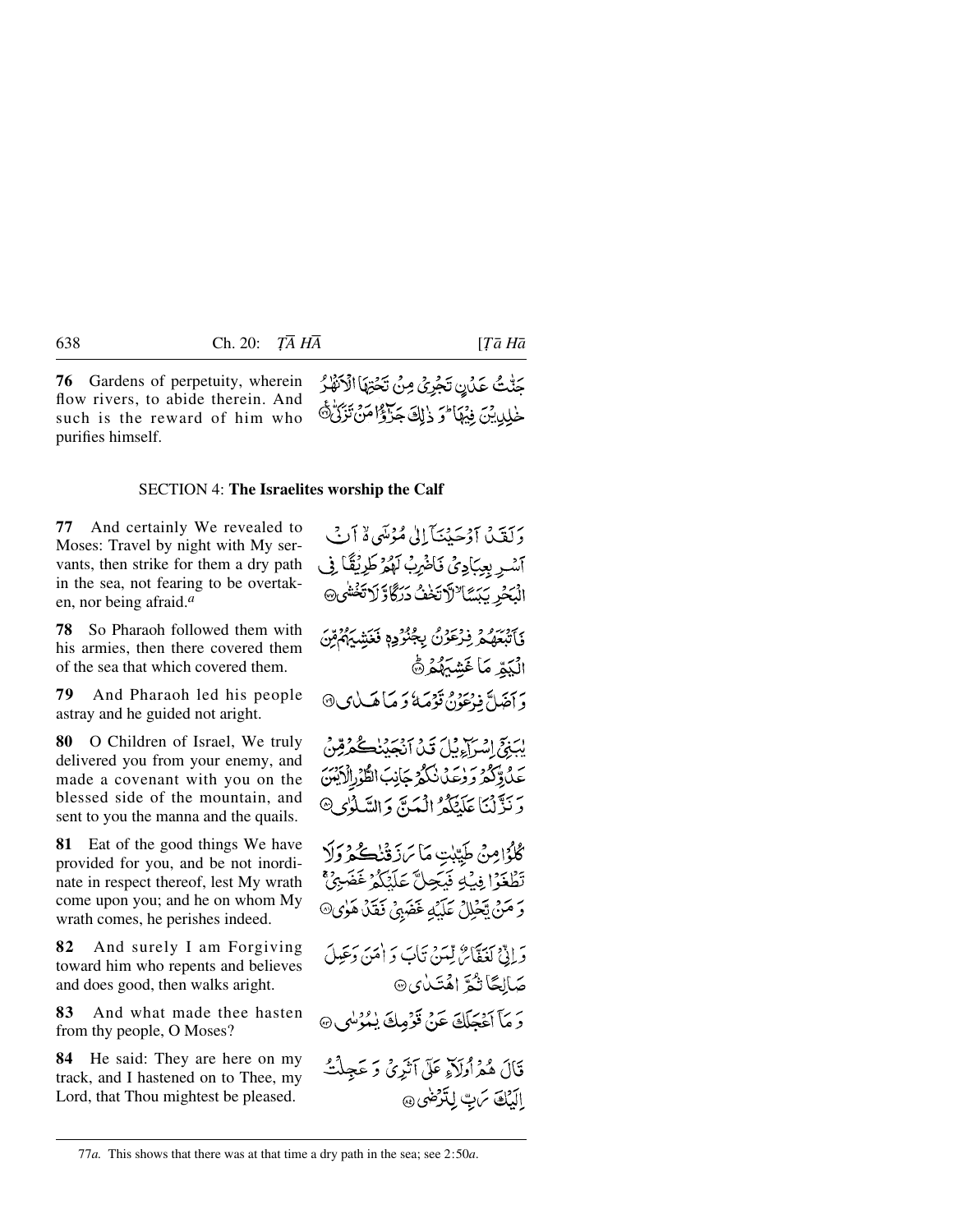**76** Gardens of perpetuity, wherein flow rivers, to abide therein. And such is the reward of him who purifies himself.

جَنّٰتُ عَدۡنٍ تَجۡرِیۡ مِنۡ تَحۡتِہَا الۡاَنۡہٰرُ خٰلِدِیۡنَ فِیۡہَا ؕ وَ ذٰلِکَ جَزٰٓؤُا مَنۡ تَزَکّٰی ﴿۷۶﴾

## SECTION 4: The Israelites worship the Calf

**77** And certainly We revealed to Moses: Travel by night with My servants, then strike for them a dry path in the sea, not fearing to be overtaken, nor being afraid.[a]

وَ لَقَدۡ اَوۡحَیۡنَاۤ اِلٰی مُوۡسٰۤی ۬ۙ اَنۡ اَسۡرِ بِعِبَادِیۡ فَاضۡرِبۡ لَہُمۡ طَرِیۡقًا فِی الۡبَحۡرِ یَبَسًا ۙ لَّا تَخٰفُ دَرَکًا وَّ لَا تَخۡشٰی ﴿۷۷﴾

**78** So Pharaoh followed them with his armies, then there covered them of the sea that which covered them.

فَاَتۡبَعَہُمۡ فِرۡعَوۡنُ بِجُنُوۡدِہٖ فَغَشِیَہُمۡ مِّنَ الۡیَمِّ مَا غَشِیَہُمۡ ﴿ؕ۷۸﴾

**79** And Pharaoh led his people astray and he guided not aright.

وَ اَضَلَّ فِرۡعَوۡنُ قَوۡمَہٗ وَ مَا ہَدٰی ﴿۷۹﴾

**80** O Children of Israel, We truly delivered you from your enemy, and made a covenant with you on the blessed side of the mountain, and sent to you the manna and the quails.

یٰبَنِیۡۤ اِسۡرَآءِیۡلَ قَدۡ اَنۡجَیۡنٰکُمۡ مِّنۡ عَدُوِّکُمۡ وَ وٰعَدۡنٰکُمۡ جَانِبَ الطُّوۡرِ الۡاَیۡمَنَ وَ نَزَّلۡنَا عَلَیۡکُمُ الۡمَنَّ وَ السَّلۡوٰی ﴿۸۰﴾

**81** Eat of the good things We have provided for you, and be not inordinate in respect thereof, lest My wrath come upon you; and he on whom My wrath comes, he perishes indeed.

کُلُوۡا مِنۡ طَیِّبٰتِ مَا رَزَقۡنٰکُمۡ وَ لَا تَطۡغَوۡا فِیۡہِ فَیَحِلَّ عَلَیۡکُمۡ غَضَبِیۡ ۚ وَ مَنۡ یَّحۡلِلۡ عَلَیۡہِ غَضَبِیۡ فَقَدۡ ہَوٰی ﴿۸۱﴾

**82** And surely I am Forgiving toward him who repents and believes and does good, then walks aright.

وَ اِنِّیۡ لَغَفَّارٌ لِّمَنۡ تَابَ وَ اٰمَنَ وَ عَمِلَ صَالِحًا ثُمَّ اہۡتَدٰی ﴿۸۲﴾

**83** And what made thee hasten from thy people, O Moses?

وَ مَاۤ اَعۡجَلَکَ عَنۡ قَوۡمِکَ یٰمُوۡسٰی ﴿۸۳﴾

**84** He said: They are here on my track, and I hastened on to Thee, my Lord, that Thou mightest be pleased.

قَالَ ہُمۡ اُولَآءِ عَلٰۤی اَثَرِیۡ وَ عَجِلۡتُ اِلَیۡکَ رَبِّ لِتَرۡضٰی ﴿۸۴﴾

---

77*a*. This shows that there was at that time a dry path in the sea; see 2:50*a*.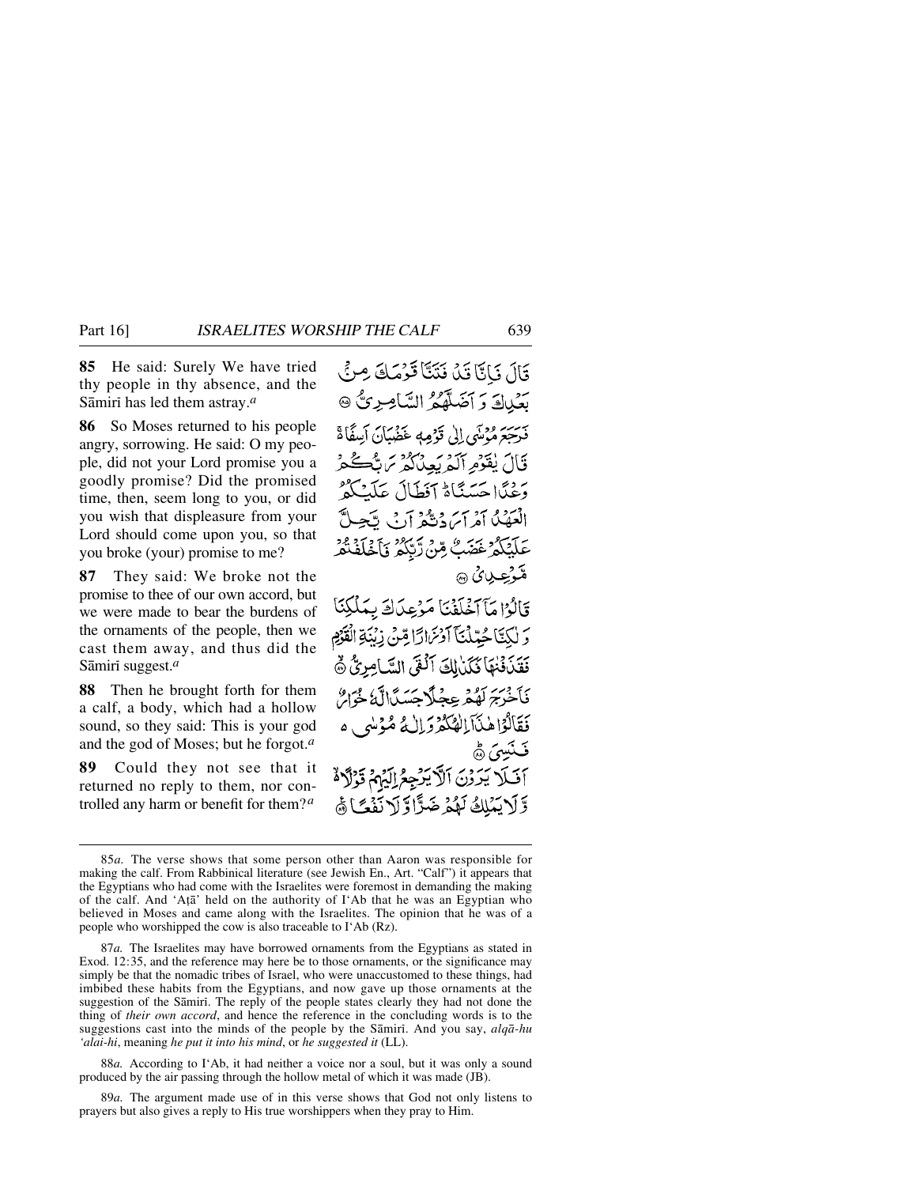**85** He said: Surely We have tried thy people in thy absence, and the Sāmirī has led them astray.[a]

قَالَ فَاِنَّا قَدۡ فَتَنَّا قَوۡمَكَ مِنۡۢ بَعۡدِكَ وَ اَضَلَّهُمُ السَّامِرِیُّ ﴿۸۵﴾

**86** So Moses returned to his people angry, sorrowing. He said: O my people, did not your Lord promise you a goodly promise? Did the promised time, then, seem long to you, or did you wish that displeasure from your Lord should come upon you, so that you broke (your) promise to me?

فَرَجَعَ مُوۡسٰۤی اِلٰی قَوۡمِهٖ غَضۡبَانَ اَسِفًا ۬ۚ قَالَ یٰقَوۡمِ اَلَمۡ یَعِدۡكُمۡ رَبُّكُمۡ وَعۡدًا حَسَنًا ۬ؕ اَفَطَالَ عَلَیۡكُمُ الۡعَهۡدُ اَمۡ اَرَدۡتُّمۡ اَنۡ یَّحِلَّ عَلَیۡكُمۡ غَضَبٌ مِّنۡ رَّبِّكُمۡ فَاَخۡلَفۡتُمۡ مَّوۡعِدِیۡ ﴿۸۶﴾

**87** They said: We broke not the promise to thee of our own accord, but we were made to bear the burdens of the ornaments of the people, then we cast them away, and thus did the Sāmirī suggest.[a]

قَالُوۡا مَاۤ اَخۡلَفۡنَا مَوۡعِدَكَ بِمَلۡكِنَا وَ لٰكِنَّا حُمِّلۡنَاۤ اَوۡزَارًا مِّنۡ زِیۡنَةِ الۡقَوۡمِ فَقَذَفۡنٰهَا فَكَذٰلِكَ اَلۡقَی السَّامِرِیُّ ﴿۸۷﴾

**88** Then he brought forth for them a calf, a body, which had a hollow sound, so they said: This is your god and the god of Moses; but he forgot.[a]

فَاَخۡرَجَ لَهُمۡ عِجۡلًا جَسَدًا لَّهٗ خُوَارٌ فَقَالُوۡا هٰذَاۤ اِلٰهُكُمۡ وَ اِلٰهُ مُوۡسٰی ۬ۙ فَنَسِیَ ﴿۸۸﴾

**89** Could they not see that it returned no reply to them, nor controlled any harm or benefit for them?[a]

اَفَلَا یَرَوۡنَ اَلَّا یَرۡجِعُ اِلَیۡهِمۡ قَوۡلًا ۬ۙ وَّ لَا یَمۡلِكُ لَهُمۡ ضَرًّا وَّ لَا نَفۡعًا ﴿۸۹﴾

---

85*a.* The verse shows that some person other than Aaron was responsible for making the calf. From Rabbinical literature (see Jewish En., Art. "Calf") it appears that the Egyptians who had come with the Israelites were foremost in demanding the making of the calf. And 'Aṭā' held on the authority of I'Ab that he was an Egyptian who believed in Moses and came along with the Israelites. The opinion that he was of a people who worshipped the cow is also traceable to I'Ab (Rz).

87*a.* The Israelites may have borrowed ornaments from the Egyptians as stated in Exod. 12:35, and the reference may here be to those ornaments, or the significance may simply be that the nomadic tribes of Israel, who were unaccustomed to these things, had imbibed these habits from the Egyptians, and now gave up those ornaments at the suggestion of the Sāmirī. The reply of the people states clearly they had not done the thing of *their own accord*, and hence the reference in the concluding words is to the suggestions cast into the minds of the people by the Sāmirī. And you say, *alqā-hu 'alai-hi*, meaning *he put it into his mind*, or *he suggested it* (LL).

88*a.* According to I'Ab, it had neither a voice nor a soul, but it was only a sound produced by the air passing through the hollow metal of which it was made (JB).

89*a.* The argument made use of in this verse shows that God not only listens to prayers but also gives a reply to His true worshippers when they pray to Him.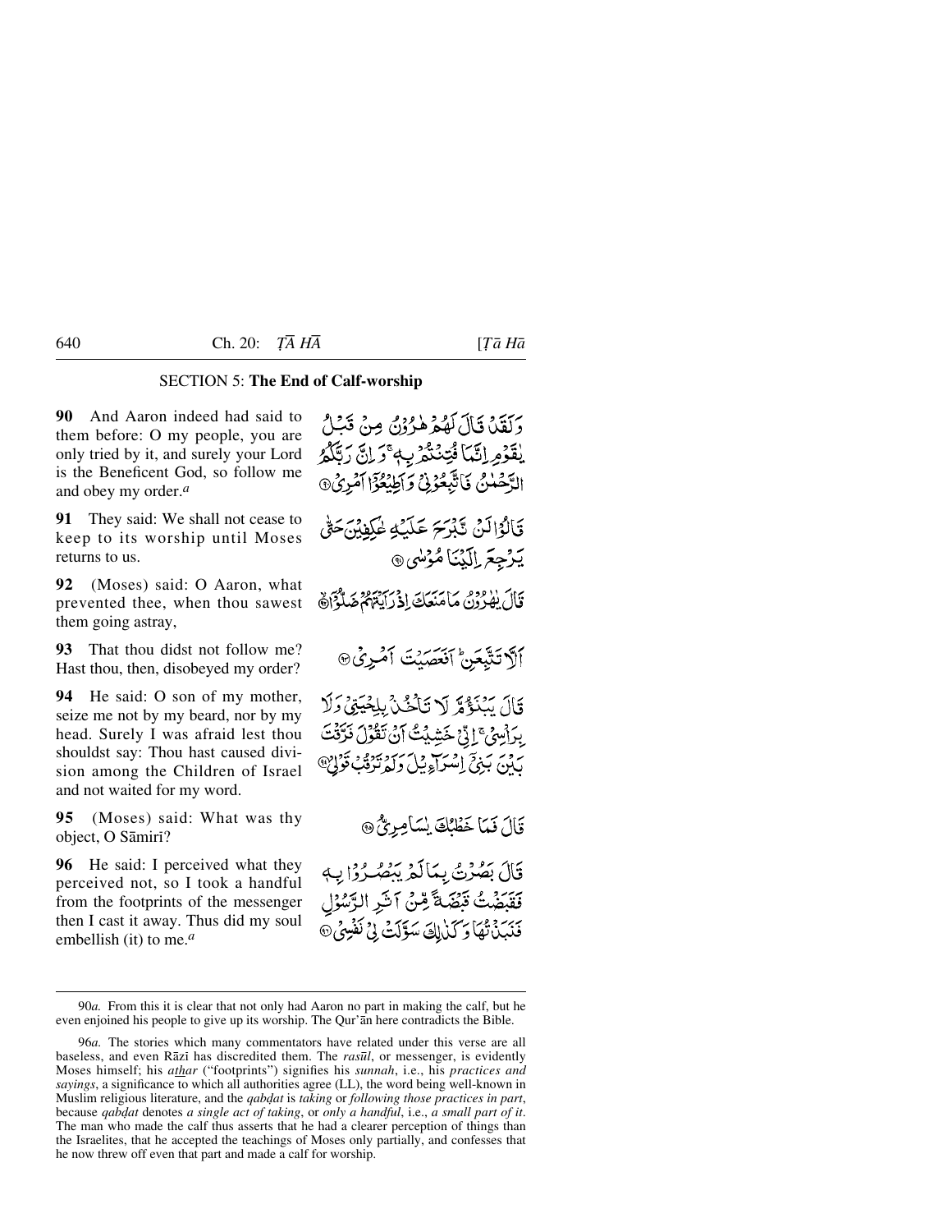## SECTION 5: **The End of Calf-worship**

**90** And Aaron indeed had said to them before: O my people, you are only tried by it, and surely your Lord is the Beneficent God, so follow me and obey my order.[a]

وَلَقَدْ قَالَ لَهُمْ هٰرُوْنُ مِنْ قَبْلُ يٰقَوْمِ اِنَّمَا فُتِنْتُمْ بِهٖ ۚ وَاِنَّ رَبَّكُمُ الرَّحْمٰنُ فَاتَّبِعُوْنِيْ وَاَطِيْعُوْٓا اَمْرِيْ ۝

**91** They said: We shall not cease to keep to its worship until Moses returns to us.

قَالُوْا لَنْ نَّبْرَحَ عَلَيْهِ عٰكِفِيْنَ حَتّٰى يَرْجِعَ اِلَيْنَا مُوْسٰى ۝

**92** (Moses) said: O Aaron, what prevented thee, when thou sawest them going astray,

قَالَ يٰهٰرُوْنُ مَا مَنَعَكَ اِذْ رَاَيْتَهُمْ ضَلُّوْٓا ۝

**93** That thou didst not follow me? Hast thou, then, disobeyed my order?

اَلَّا تَتَّبِعَنِ ۭ اَفَعَصَيْتَ اَمْرِيْ ۝

**94** He said: O son of my mother, seize me not by my beard, nor by my head. Surely I was afraid lest thou shouldst say: Thou hast caused division among the Children of Israel and not waited for my word.

قَالَ يَبْنَؤُمَّ لَا تَاْخُذْ بِلِحْيَتِيْ وَلَا بِرَاْسِيْ ۚ اِنِّيْ خَشِيْتُ اَنْ تَقُوْلَ فَرَّقْتَ بَيْنَ بَنِيْٓ اِسْرَاۗءِيْلَ وَلَمْ تَرْقُبْ قَوْلِيْ ۝

**95** (Moses) said: What was thy object, O Sāmirī?

قَالَ فَمَا خَطْبُكَ يٰسَامِرِيُّ ۝

**96** He said: I perceived what they perceived not, so I took a handful from the footprints of the messenger then I cast it away. Thus did my soul embellish (it) to me.[a]

قَالَ بَصُرْتُ بِمَا لَمْ يَبْصُرُوْا بِهٖ فَقَبَضْتُ قَبْضَةً مِّنْ اَثَرِ الرَّسُوْلِ فَنَبَذْتُهَا وَكَذٰلِكَ سَوَّلَتْ لِيْ نَفْسِيْ ۝

---

90*a.* From this it is clear that not only had Aaron no part in making the calf, but he even enjoined his people to give up its worship. The Qur'ān here contradicts the Bible.

96*a.* The stories which many commentators have related under this verse are all baseless, and even Rāzī has discredited them. The *rasūl*, or messenger, is evidently Moses himself; his *athar* ("footprints") signifies his *sunnah*, i.e., his *practices and sayings*, a significance to which all authorities agree (LL), the word being well-known in Muslim religious literature, and the *qabḍat* is *taking* or *following those practices in part*, because *qabḍat* denotes *a single act of taking*, or *only a handful*, i.e., *a small part of it*. The man who made the calf thus asserts that he had a clearer perception of things than the Israelites, that he accepted the teachings of Moses only partially, and confesses that he now threw off even that part and made a calf for worship.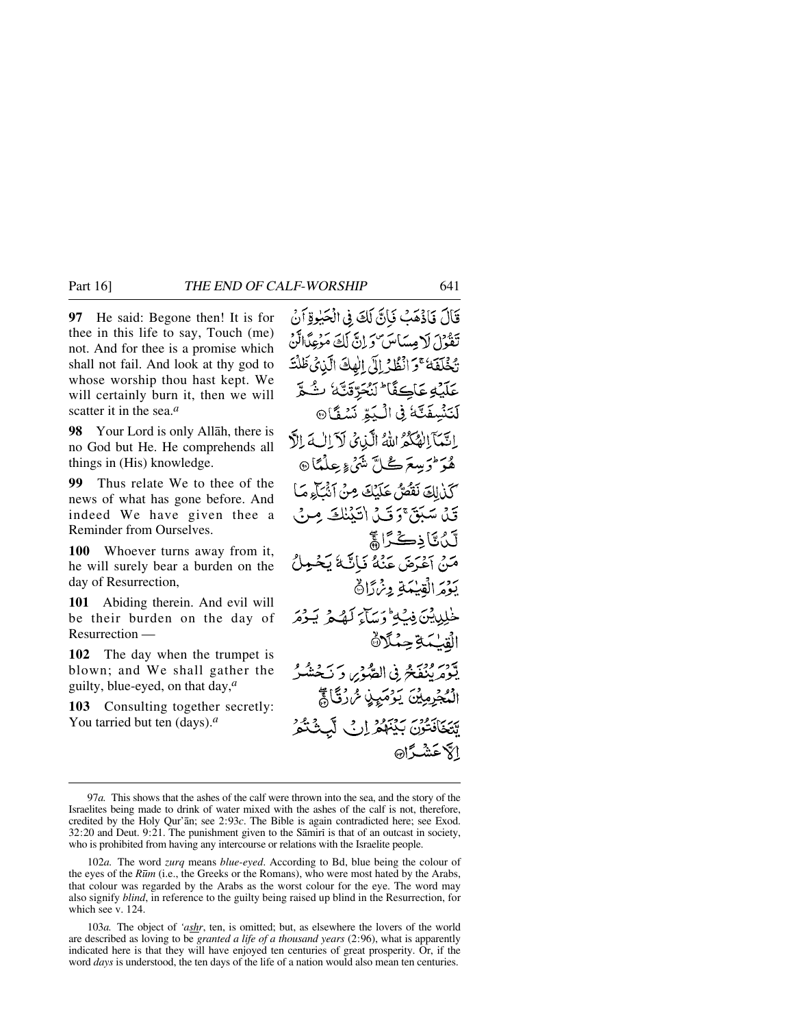**97** He said: Begone then! It is for thee in this life to say, Touch (me) not. And for thee is a promise which shall not fail. And look at thy god to whose worship thou hast kept. We will certainly burn it, then we will scatter it in the sea.[a]

قَالَ فَاذْهَبْ فَإِنَّ لَكَ فِي الْحَيٰوةِ أَنْ تَقُوْلَ لَا مِسَاسَ ۖ وَإِنَّ لَكَ مَوْعِدًا لَّنْ تُخْلَفَهُ ۚ وَانْظُرْ إِلٰى إِلٰهِكَ الَّذِيْ ظَلْتَ عَلَيْهِ عَاكِفًا ۖ لَنُحَرِّقَنَّهُ ثُمَّ لَنَنْسِفَنَّهُ فِي الْيَمِّ نَسْفًا ﴿۹۷﴾

**98** Your Lord is only Allāh, there is no God but He. He comprehends all things in (His) knowledge.

إِنَّمَآ إِلٰهُكُمُ اللّٰهُ الَّذِيْ لَآ إِلٰهَ إِلَّا هُوَ ۚ وَسِعَ كُلَّ شَيْءٍ عِلْمًا ﴿۹۸﴾

**99** Thus relate We to thee of the news of what has gone before. And indeed We have given thee a Reminder from Ourselves.

كَذٰلِكَ نَقُصُّ عَلَيْكَ مِنْ أَنْبَآءِ مَا قَدْ سَبَقَ ۚ وَقَدْ اٰتَيْنٰكَ مِنْ لَّدُنَّا ذِكْرًا ﴿۹۹﴾

**100** Whoever turns away from it, he will surely bear a burden on the day of Resurrection,

مَنْ أَعْرَضَ عَنْهُ فَإِنَّهُ يَحْمِلُ يَوْمَ الْقِيٰمَةِ وِزْرًا ﴿۱۰۰﴾

**101** Abiding therein. And evil will be their burden on the day of Resurrection —

خٰلِدِيْنَ فِيْهِ ۖ وَسَآءَ لَهُمْ يَوْمَ الْقِيٰمَةِ حِمْلًا ﴿۱۰۱﴾

**102** The day when the trumpet is blown; and We shall gather the guilty, blue-eyed, on that day,[a]

يَّوْمَ يُنْفَخُ فِي الصُّوْرِ وَنَحْشُرُ الْمُجْرِمِيْنَ يَوْمَئِذٍ زُرْقًا ﴿۱۰۲﴾

**103** Consulting together secretly: You tarried but ten (days).[a]

يَّتَخَافَتُوْنَ بَيْنَهُمْ إِنْ لَّبِثْتُمْ إِلَّا عَشْرًا ﴿۱۰۳﴾

---

97*a.* This shows that the ashes of the calf were thrown into the sea, and the story of the Israelites being made to drink of water mixed with the ashes of the calf is not, therefore, credited by the Holy Qur'ān; see 2:93*c*. The Bible is again contradicted here; see Exod. 32:20 and Deut. 9:21. The punishment given to the Sāmirī is that of an outcast in society, who is prohibited from having any intercourse or relations with the Israelite people.

102*a.* The word *zurq* means *blue-eyed*. According to Bd, blue being the colour of the eyes of the *Rūm* (i.e., the Greeks or the Romans), who were most hated by the Arabs, that colour was regarded by the Arabs as the worst colour for the eye. The word may also signify *blind*, in reference to the guilty being raised up blind in the Resurrection, for which see v. 124.

103*a.* The object of *'ashr*, ten, is omitted; but, as elsewhere the lovers of the world are described as loving to be *granted a life of a thousand years* (2:96), what is apparently indicated here is that they will have enjoyed ten centuries of great prosperity. Or, if the word *days* is understood, the ten days of the life of a nation would also mean ten centuries.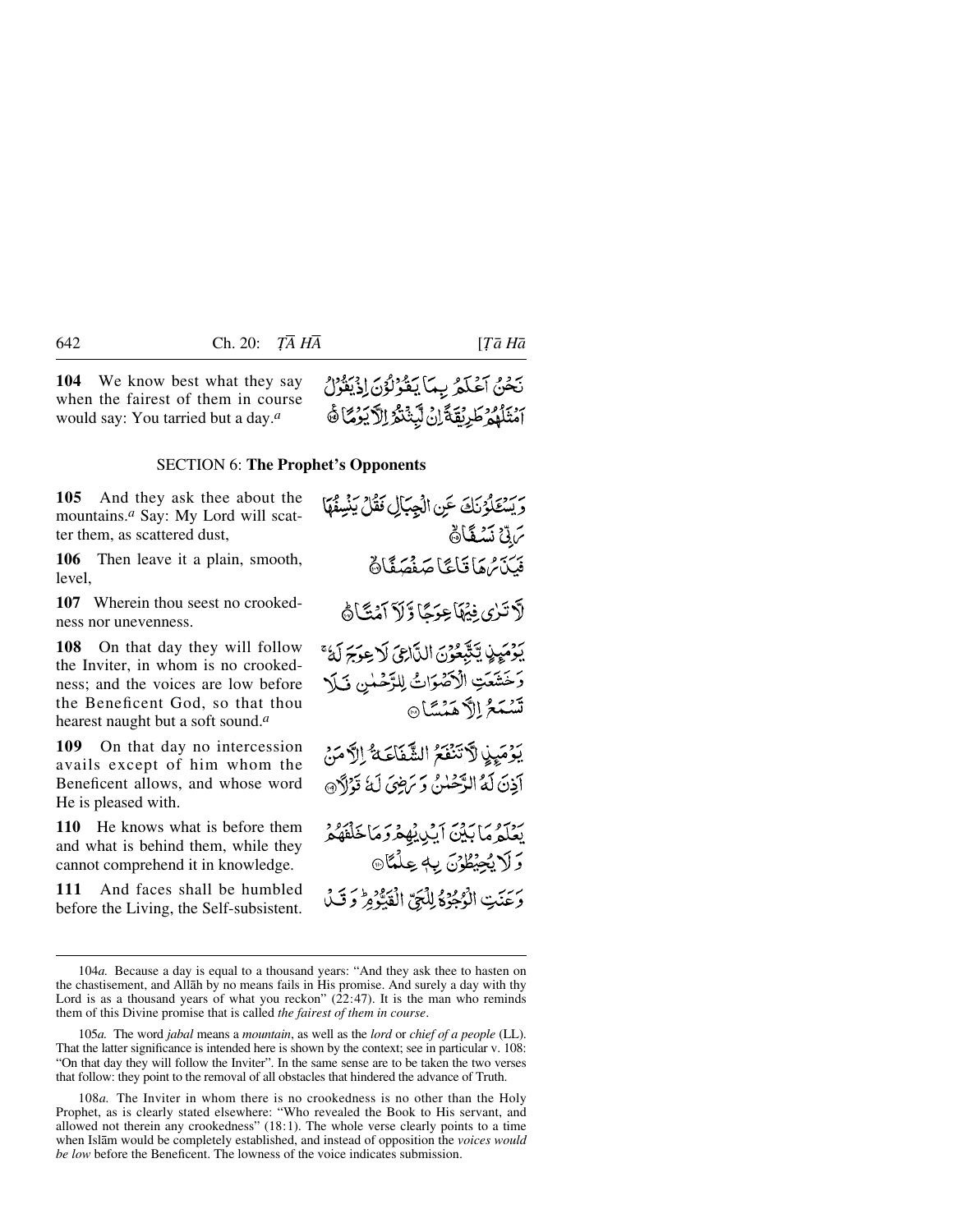**104** We know best what they say when the fairest of them in course would say: You tarried but a day.[a]

نَحْنُ اَعْلَمُ بِمَا يَقُوْلُوْنَ اِذْ يَقُوْلُ اَمْثَلُهُمْ طَرِيْقَةً اِنْ لَّبِثْتُمْ اِلَّا يَوْمًا ۟

## SECTION 6: **The Prophet's Opponents**

**105** And they ask thee about the mountains.[a] Say: My Lord will scatter them, as scattered dust,

وَيَسْـَٔلُوْنَكَ عَنِ الْجِبَالِ فَقُلْ يَنْسِفُهَا رَبِّيْ نَسْفًا ۟

**106** Then leave it a plain, smooth, level,

فَيَذَرُهَا قَاعًا صَفْصَفًا ۟

**107** Wherein thou seest no crookedness nor unevenness.

لَّا تَرٰى فِيْهَا عِوَجًا وَّلَاۤ اَمْتًا ۟

**108** On that day they will follow the Inviter, in whom is no crookedness; and the voices are low before the Beneficent God, so that thou hearest naught but a soft sound.[a]

يَوْمَئِذٍ يَّتَّبِعُوْنَ الدَّاعِيَ لَا عِوَجَ لَهٗ ۚ وَخَشَعَتِ الْاَصْوَاتُ لِلرَّحْمٰنِ فَلَا تَسْمَعُ اِلَّا هَمْسًا ۟

**109** On that day no intercession avails except of him whom the Beneficent allows, and whose word He is pleased with.

يَوْمَئِذٍ لَّا تَنْفَعُ الشَّفَاعَةُ اِلَّا مَنْ اَذِنَ لَهُ الرَّحْمٰنُ وَرَضِيَ لَهٗ قَوْلًا ۟

**110** He knows what is before them and what is behind them, while they cannot comprehend it in knowledge.

يَعْلَمُ مَا بَيْنَ اَيْدِيْهِمْ وَمَا خَلْفَهُمْ وَلَا يُحِيْطُوْنَ بِهٖ عِلْمًا ۟

**111** And faces shall be humbled before the Living, the Self-subsistent.

وَعَنَتِ الْوُجُوْهُ لِلْحَيِّ الْقَيُّوْمِ ؕ وَقَدْ

---

104*a.* Because a day is equal to a thousand years: "And they ask thee to hasten on the chastisement, and Allāh by no means fails in His promise. And surely a day with thy Lord is as a thousand years of what you reckon" (22:47). It is the man who reminds them of this Divine promise that is called *the fairest of them in course*.

105*a.* The word *jabal* means a *mountain*, as well as the *lord* or *chief of a people* (LL). That the latter significance is intended here is shown by the context; see in particular v. 108: "On that day they will follow the Inviter". In the same sense are to be taken the two verses that follow: they point to the removal of all obstacles that hindered the advance of Truth.

108*a.* The Inviter in whom there is no crookedness is no other than the Holy Prophet, as is clearly stated elsewhere: "Who revealed the Book to His servant, and allowed not therein any crookedness" (18:1). The whole verse clearly points to a time when Islām would be completely established, and instead of opposition the *voices would be low* before the Beneficent. The lowness of the voice indicates submission.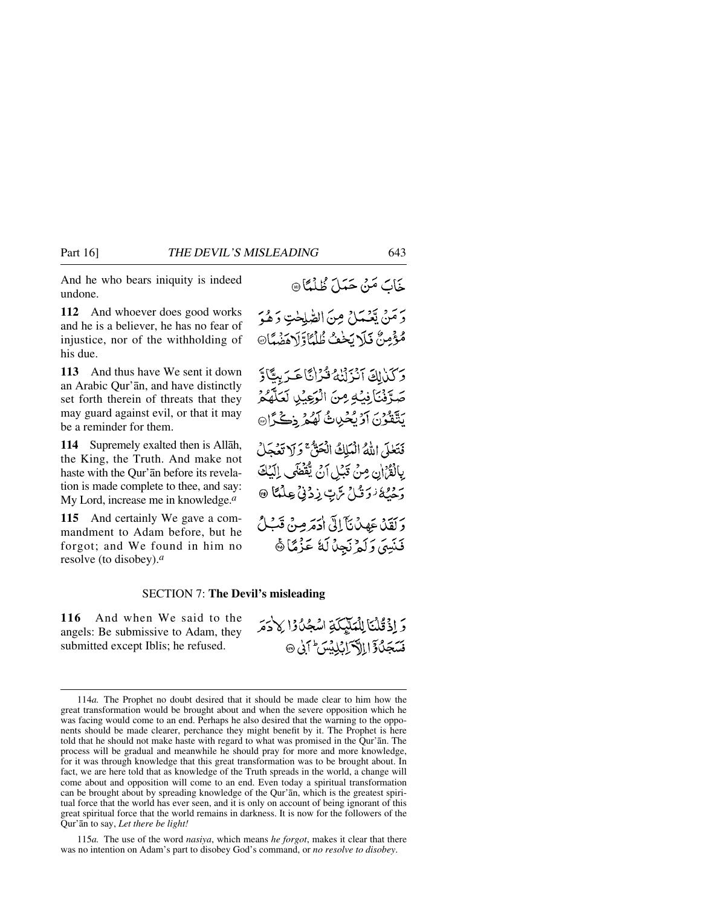And he who bears iniquity is indeed undone.

خَابَ مَنْ حَمَلَ ظُلْمًا ﴿١١١﴾

**112** And whoever does good works and he is a believer, he has no fear of injustice, nor of the withholding of his due.

وَمَنْ يَّعْمَلْ مِنَ الصّٰلِحٰتِ وَهُوَ مُؤْمِنٌ فَلَا يَخٰفُ ظُلْمًا وَّلَا هَضْمًا ﴿١١٢﴾

**113** And thus have We sent it down an Arabic Qur'ān, and have distinctly set forth therein of threats that they may guard against evil, or that it may be a reminder for them.

وَكَذٰلِكَ اَنْزَلْنٰهُ قُرْاٰنًا عَرَبِيًّا وَّصَرَّفْنَا فِيْهِ مِنَ الْوَعِيْدِ لَعَلَّهُمْ يَتَّقُوْنَ اَوْ يُحْدِثُ لَهُمْ ذِكْرًا ﴿١١٣﴾

**114** Supremely exalted then is Allāh, the King, the Truth. And make not haste with the Qur'ān before its revelation is made complete to thee, and say: My Lord, increase me in knowledge.[a]

فَتَعٰلَى اللّٰهُ الْمَلِكُ الْحَقُّ ۚ وَلَا تَعْجَلْ بِالْقُرْاٰنِ مِنْ قَبْلِ اَنْ يُّقْضٰۤى اِلَيْكَ وَحْيُهٗ ۫ وَقُلْ رَّبِّ زِدْنِيْ عِلْمًا ﴿١١٤﴾

**115** And certainly We gave a commandment to Adam before, but he forgot; and We found in him no resolve (to disobey).[a]

وَلَقَدْ عَهِدْنَاۤ اِلٰۤى اٰدَمَ مِنْ قَبْلُ فَنَسِيَ وَلَمْ نَجِدْ لَهٗ عَزْمًا ﴿١١٥﴾

## SECTION 7: **The Devil's misleading**

**116** And when We said to the angels: Be submissive to Adam, they submitted except Iblīs; he refused.

وَاِذْ قُلْنَا لِلْمَلٰٓئِكَةِ اسْجُدُوْا لِاٰدَمَ فَسَجَدُوْۤا اِلَّاۤ اِبْلِيْسَ ۗ اَبٰى ﴿١١٦﴾

---

114*a.* The Prophet no doubt desired that it should be made clear to him how the great transformation would be brought about and when the severe opposition which he was facing would come to an end. Perhaps he also desired that the warning to the opponents should be made clearer, perchance they might benefit by it. The Prophet is here told that he should not make haste with regard to what was promised in the Qur'ān. The process will be gradual and meanwhile he should pray for more and more knowledge, for it was through knowledge that this great transformation was to be brought about. In fact, we are here told that as knowledge of the Truth spreads in the world, a change will come about and opposition will come to an end. Even today a spiritual transformation can be brought about by spreading knowledge of the Qur'ān, which is the greatest spiritual force that the world has ever seen, and it is only on account of being ignorant of this great spiritual force that the world remains in darkness. It is now for the followers of the Qur'ān to say, *Let there be light!*

115*a.* The use of the word *nasiya*, which means *he forgot*, makes it clear that there was no intention on Adam's part to disobey God's command, or *no resolve to disobey*.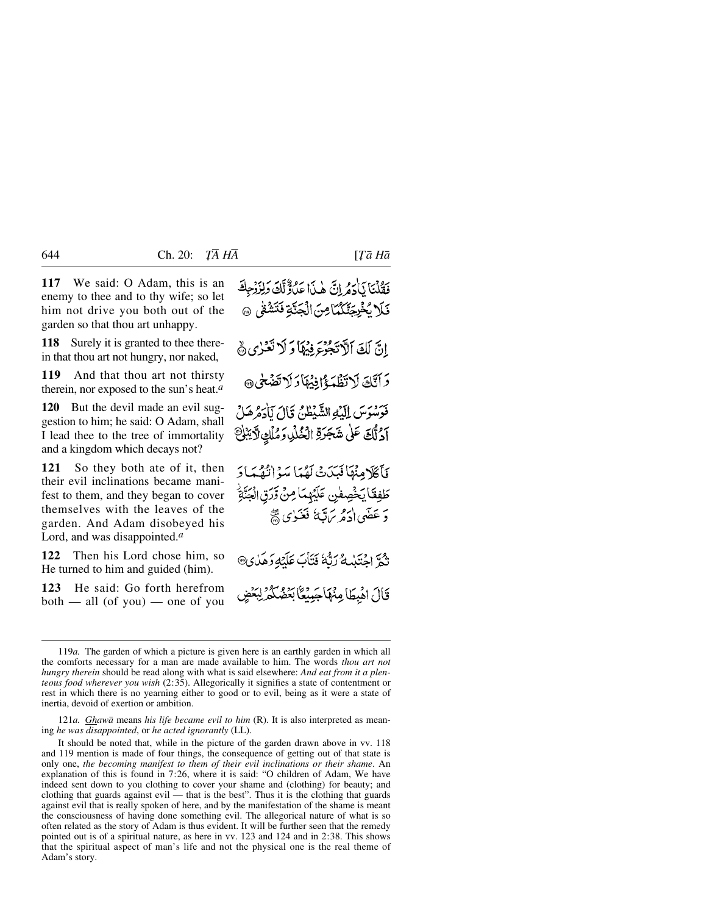**117** We said: O Adam, this is an enemy to thee and to thy wife; so let him not drive you both out of the garden so that thou art unhappy.

فَقُلْنَا يٰٓاٰدَمُ اِنَّ هٰذَا عَدُوٌّ لَّكَ وَلِزَوْجِكَ فَلَا يُخْرِجَنَّكُمَا مِنَ الْجَنَّةِ فَتَشْقٰى ﴿۱۱۷﴾

**118** Surely it is granted to thee therein that thou art not hungry, nor naked,

اِنَّ لَكَ اَلَّا تَجُوْعَ فِيْهَا وَلَا تَعْرٰى ﴿۱۱۸﴾

**119** And that thou art not thirsty therein, nor exposed to the sun's heat.[a]

وَاَنَّكَ لَا تَظْمَؤُا فِيْهَا وَلَا تَضْحٰى ﴿۱۱۹﴾

**120** But the devil made an evil suggestion to him; he said: O Adam, shall I lead thee to the tree of immortality and a kingdom which decays not?

فَوَسْوَسَ اِلَيْهِ الشَّيْطٰنُ قَالَ يٰٓاٰدَمُ هَلْ اَدُلُّكَ عَلٰى شَجَرَةِ الْخُلْدِ وَمُلْكٍ لَّا يَبْلٰى ﴿۱۲۰﴾

**121** So they both ate of it, then their evil inclinations became manifest to them, and they began to cover themselves with the leaves of the garden. And Adam disobeyed his Lord, and was disappointed.[a]

فَاَكَلَا مِنْهَا فَبَدَتْ لَهُمَا سَوْاٰتُهُمَا وَطَفِقَا يَخْصِفٰنِ عَلَيْهِمَا مِنْ وَّرَقِ الْجَنَّةِ ۫ وَعَصٰٓى اٰدَمُ رَبَّهٗ فَغَوٰى ﴿۱۲۱﴾

**122** Then his Lord chose him, so He turned to him and guided (him).

ثُمَّ اجْتَبٰهُ رَبُّهٗ فَتَابَ عَلَيْهِ وَهَدٰى ﴿۱۲۲﴾

**123** He said: Go forth herefrom both — all (of you) — one of you

قَالَ اهْبِطَا مِنْهَا جَمِيْعًا بَعْضُكُمْ لِبَعْضٍ

---

119*a.* The garden of which a picture is given here is an earthly garden in which all the comforts necessary for a man are made available to him. The words *thou art not hungry therein* should be read along with what is said elsewhere: *And eat from it a plenteous food wherever you wish* (2:35). Allegorically it signifies a state of contentment or rest in which there is no yearning either to good or to evil, being as it were a state of inertia, devoid of exertion or ambition.

121*a.* *Ghawā* means *his life became evil to him* (R). It is also interpreted as meaning *he was disappointed*, or *he acted ignorantly* (LL).

It should be noted that, while in the picture of the garden drawn above in vv. 118 and 119 mention is made of four things, the consequence of getting out of that state is only one, *the becoming manifest to them of their evil inclinations or their shame*. An explanation of this is found in 7:26, where it is said: "O children of Adam, We have indeed sent down to you clothing to cover your shame and (clothing) for beauty; and clothing that guards against evil — that is the best". Thus it is the clothing that guards against evil that is really spoken of here, and by the manifestation of the shame is meant the consciousness of having done something evil. The allegorical nature of what is so often related as the story of Adam is thus evident. It will be further seen that the remedy pointed out is of a spiritual nature, as here in vv. 123 and 124 and in 2:38. This shows that the spiritual aspect of man's life and not the physical one is the real theme of Adam's story.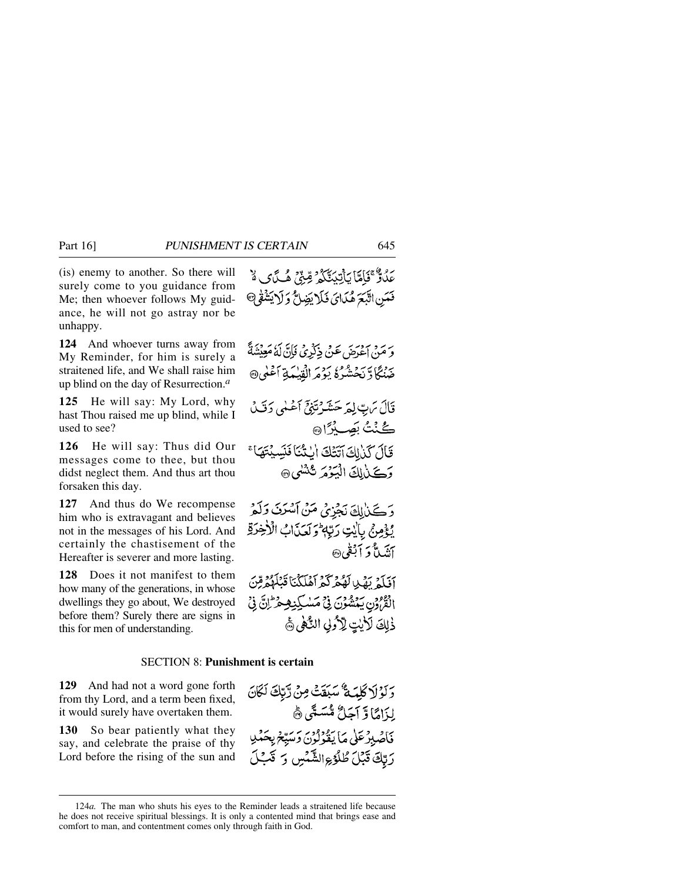(is) enemy to another. So there will surely come to you guidance from Me; then whoever follows My guidance, he will not go astray nor be unhappy.

عَدُوٌّ ۚ فَإِمَّا يَأْتِيَنَّكُمْ مِّنِّيْ هُدًى ۙ فَمَنِ اتَّبَعَ هُدَايَ فَلَا يَضِلُّ وَلَا يَشْقٰى ﴿۱۲۳﴾

**124** And whoever turns away from My Reminder, for him is surely a straitened life, and We shall raise him up blind on the day of Resurrection.[a]

وَمَنْ أَعْرَضَ عَنْ ذِكْرِيْ فَإِنَّ لَهٗ مَعِيْشَةً ضَنْكًا وَّنَحْشُرُهٗ يَوْمَ الْقِيٰمَةِ أَعْمٰى ﴿۱۲۴﴾

**125** He will say: My Lord, why hast Thou raised me up blind, while I used to see?

قَالَ رَبِّ لِمَ حَشَرْتَنِيْٓ أَعْمٰى وَقَدْ كُنْتُ بَصِيْرًا ﴿۱۲۵﴾

**126** He will say: Thus did Our messages come to thee, but thou didst neglect them. And thus art thou forsaken this day.

قَالَ كَذٰلِكَ أَتَتْكَ اٰيٰتُنَا فَنَسِيْتَهَا ۚ وَكَذٰلِكَ الْيَوْمَ تُنْسٰى ﴿۱۲۶﴾

**127** And thus do We recompense him who is extravagant and believes not in the messages of his Lord. And certainly the chastisement of the Hereafter is severer and more lasting.

وَكَذٰلِكَ نَجْزِيْ مَنْ أَسْرَفَ وَلَمْ يُؤْمِنْۢ بِاٰيٰتِ رَبِّهٖ ۗ وَلَعَذَابُ الْاٰخِرَةِ أَشَدُّ وَأَبْقٰى ﴿۱۲۷﴾

**128** Does it not manifest to them how many of the generations, in whose dwellings they go about, We destroyed before them? Surely there are signs in this for men of understanding.

أَفَلَمْ يَهْدِ لَهُمْ كَمْ أَهْلَكْنَا قَبْلَهُمْ مِّنَ الْقُرُوْنِ يَمْشُوْنَ فِيْ مَسٰكِنِهِمْ ۗ إِنَّ فِيْ ذٰلِكَ لَاٰيٰتٍ لِّأُولِي النُّهٰى ﴿۱۲۸﴾

## SECTION 8: **Punishment is certain**

**129** And had not a word gone forth from thy Lord, and a term been fixed, it would surely have overtaken them.

وَلَوْلَا كَلِمَةٌ سَبَقَتْ مِنْ رَّبِّكَ لَكَانَ لِزَامًا وَّأَجَلٌ مُّسَمًّى ﴿۱۲۹﴾

**130** So bear patiently what they say, and celebrate the praise of thy Lord before the rising of the sun and

فَاصْبِرْ عَلٰى مَا يَقُوْلُوْنَ وَسَبِّحْ بِحَمْدِ رَبِّكَ قَبْلَ طُلُوْعِ الشَّمْسِ وَقَبْلَ

---

124*a.* The man who shuts his eyes to the Reminder leads a straitened life because he does not receive spiritual blessings. It is only a contented mind that brings ease and comfort to man, and contentment comes only through faith in God.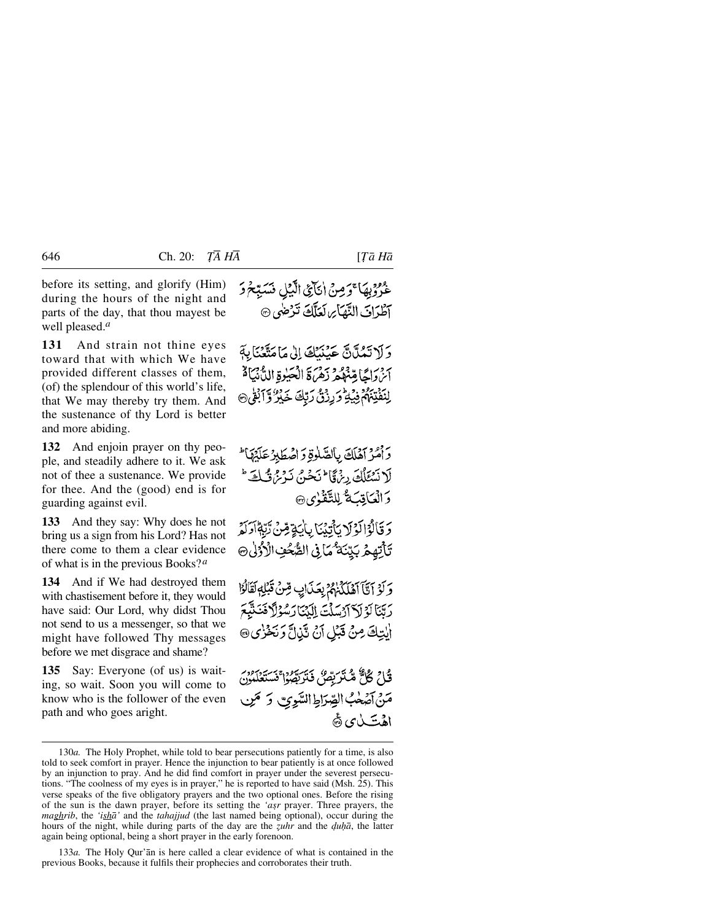before its setting, and glorify (Him) during the hours of the night and parts of the day, that thou mayest be well pleased.[a]

غُرُوْبِهَا ۚ وَمِنْ اٰنَآئِ الَّيْلِ فَسَبِّحْ وَ اَطْرَافَ النَّهَارِ لَعَلَّكَ تَرْضٰى ﴿۱۳۰﴾

**131** And strain not thine eyes toward that with which We have provided different classes of them, (of) the splendour of this world's life, that We may thereby try them. And the sustenance of thy Lord is better and more abiding.

وَلَا تَمُدَّنَّ عَيْنَيْكَ اِلٰى مَا مَتَّعْنَا بِهٖۤ اَزْوَاجًا مِّنْهُمْ زَهْرَةَ الْحَيٰوةِ الدُّنْيَا ۙ لِنَفْتِنَهُمْ فِيْهِ ؕ وَرِزْقُ رَبِّكَ خَيْرٌ وَّاَبْقٰى ﴿۱۳۱﴾

**132** And enjoin prayer on thy people, and steadily adhere to it. We ask not of thee a sustenance. We provide for thee. And the (good) end is for guarding against evil.

وَاْمُرْ اَهْلَكَ بِالصَّلٰوةِ وَاصْطَبِرْ عَلَيْهَا ؕ لَا نَسْـَٔلُكَ رِزْقًا ؕ نَحْنُ نَرْزُقُكَ ؕ وَالْعَاقِبَةُ لِلتَّقْوٰى ﴿۱۳۲﴾

**133** And they say: Why does he not bring us a sign from his Lord? Has not there come to them a clear evidence of what is in the previous Books?[a]

وَقَالُوْا لَوْلَا يَاْتِيْنَا بِاٰيَةٍ مِّنْ رَّبِّهٖ ؕ اَوَلَمْ تَاْتِهِمْ بَيِّنَةُ مَا فِى الصُّحُفِ الْاُوْلٰى ﴿۱۳۳﴾

**134** And if We had destroyed them with chastisement before it, they would have said: Our Lord, why didst Thou not send to us a messenger, so that we might have followed Thy messages before we met disgrace and shame?

وَلَوْ اَنَّاۤ اَهْلَكْنٰهُمْ بِعَذَابٍ مِّنْ قَبْلِهٖ لَقَالُوْا رَبَّنَا لَوْلَاۤ اَرْسَلْتَ اِلَيْنَا رَسُوْلًا فَنَتَّبِعَ اٰيٰتِكَ مِنْ قَبْلِ اَنْ نَّذِلَّ وَنَخْزٰى ﴿۱۳۴﴾

**135** Say: Everyone (of us) is waiting, so wait. Soon you will come to know who is the follower of the even path and who goes aright.

قُلْ كُلٌّ مُّتَرَبِّصٌ فَتَرَبَّصُوْا ۚ فَسَتَعْلَمُوْنَ مَنْ اَصْحٰبُ الصِّرَاطِ السَّوِيِّ وَمَنِ اهْتَدٰى ﴿۱۳۵﴾

---

130*a.* The Holy Prophet, while told to bear persecutions patiently for a time, is also told to seek comfort in prayer. Hence the injunction to bear patiently is at once followed by an injunction to pray. And he did find comfort in prayer under the severest persecutions. "The coolness of my eyes is in prayer," he is reported to have said (Msh. 25). This verse speaks of the five obligatory prayers and the two optional ones. Before the rising of the sun is the dawn prayer, before its setting the *'aṣr* prayer. Three prayers, the *maghrib*, the *'ishā'* and the *tahajjud* (the last named being optional), occur during the hours of the night, while during parts of the day are the *ẓuhr* and the *ḍuḥā*, the latter again being optional, being a short prayer in the early forenoon.

133*a.* The Holy Qur'ān is here called a clear evidence of what is contained in the previous Books, because it fulfils their prophecies and corroborates their truth.